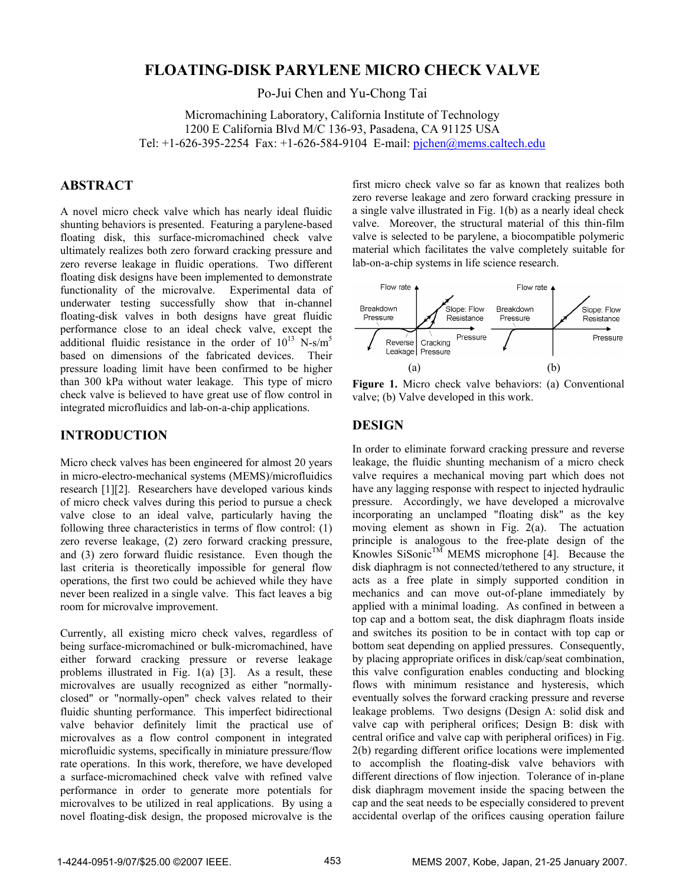# FLOATING-DISK PARYLENE MICRO CHECK VALVE

Po-Jui Chen and Yu-Chong Tai

Micromachining Laboratory, California Institute of Technology
1200 E California Blvd M/C 136-93, Pasadena, CA 91125 USA
Tel: +1-626-395-2254 Fax: +1-626-584-9104 E-mail: pjchen@mems.caltech.edu

## ABSTRACT

A novel micro check valve which has nearly ideal fluidic shunting behaviors is presented. Featuring a parylene-based floating disk, this surface-micromachined check valve ultimately realizes both zero forward cracking pressure and zero reverse leakage in fluidic operations. Two different floating disk designs have been implemented to demonstrate functionality of the microvalve. Experimental data of underwater testing successfully show that in-channel floating-disk valves in both designs have great fluidic performance close to an ideal check valve, except the additional fluidic resistance in the order of $10^{13}$ N-s/m$^5$ based on dimensions of the fabricated devices. Their pressure loading limit have been confirmed to be higher than 300 kPa without water leakage. This type of micro check valve is believed to have great use of flow control in integrated microfluidics and lab-on-a-chip applications.

## INTRODUCTION

Micro check valves has been engineered for almost 20 years in micro-electro-mechanical systems (MEMS)/microfluidics research [1][2]. Researchers have developed various kinds of micro check valves during this period to pursue a check valve close to an ideal valve, particularly having the following three characteristics in terms of flow control: (1) zero reverse leakage, (2) zero forward cracking pressure, and (3) zero forward fluidic resistance. Even though the last criteria is theoretically impossible for general flow operations, the first two could be achieved while they have never been realized in a single valve. This fact leaves a big room for microvalve improvement.

Currently, all existing micro check valves, regardless of being surface-micromachined or bulk-micromachined, have either forward cracking pressure or reverse leakage problems illustrated in Fig. 1(a) [3]. As a result, these microvalves are usually recognized as either "normally-closed" or "normally-open" check valves related to their fluidic shunting performance. This imperfect bidirectional valve behavior definitely limit the practical use of microvalves as a flow control component in integrated microfluidic systems, specifically in miniature pressure/flow rate operations. In this work, therefore, we have developed a surface-micromachined check valve with refined valve performance in order to generate more potentials for microvalves to be utilized in real applications. By using a novel floating-disk design, the proposed microvalve is the first micro check valve so far as known that realizes both zero reverse leakage and zero forward cracking pressure in a single valve illustrated in Fig. 1(b) as a nearly ideal check valve. Moreover, the structural material of this thin-film valve is selected to be parylene, a biocompatible polymeric material which facilitates the valve completely suitable for lab-on-a-chip systems in life science research.

**Figure 1.** Micro check valve behaviors: (a) Conventional valve; (b) Valve developed in this work.

## DESIGN

In order to eliminate forward cracking pressure and reverse leakage, the fluidic shunting mechanism of a micro check valve requires a mechanical moving part which does not have any lagging response with respect to injected hydraulic pressure. Accordingly, we have developed a microvalve incorporating an unclamped "floating disk" as the key moving element as shown in Fig. 2(a). The actuation principle is analogous to the free-plate design of the Knowles SiSonic™ MEMS microphone [4]. Because the disk diaphragm is not connected/tethered to any structure, it acts as a free plate in simply supported condition in mechanics and can move out-of-plane immediately by applied with a minimal loading. As confined in between a top cap and a bottom seat, the disk diaphragm floats inside and switches its position to be in contact with top cap or bottom seat depending on applied pressures. Consequently, by placing appropriate orifices in disk/cap/seat combination, this valve configuration enables conducting and blocking flows with minimum resistance and hysteresis, which eventually solves the forward cracking pressure and reverse leakage problems. Two designs (Design A: solid disk and valve cap with peripheral orifices; Design B: disk with central orifice and valve cap with peripheral orifices) in Fig. 2(b) regarding different orifice locations were implemented to accomplish the floating-disk valve behaviors with different directions of flow injection. Tolerance of in-plane disk diaphragm movement inside the spacing between the cap and the seat needs to be especially considered to prevent accidental overlap of the orifices causing operation failure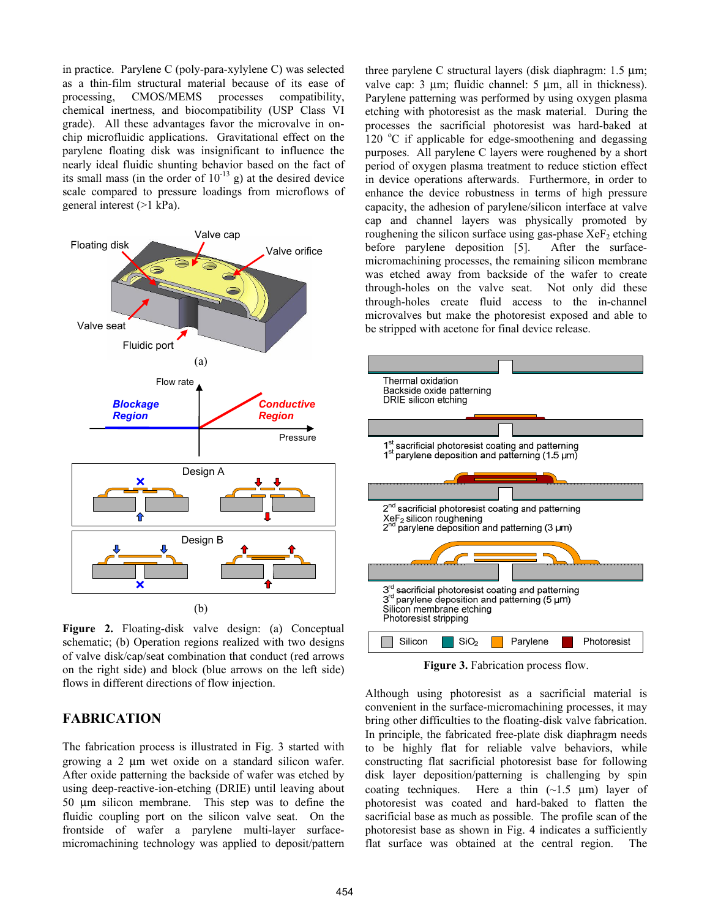in practice. Parylene C (poly-para-xylylene C) was selected as a thin-film structural material because of its ease of processing, CMOS/MEMS processes compatibility, chemical inertness, and biocompatibility (USP Class VI grade). All these advantages favor the microvalve in on-chip microfluidic applications. Gravitational effect on the parylene floating disk was insignificant to influence the nearly ideal fluidic shunting behavior based on the fact of its small mass (in the order of $10^{-13}$ g) at the desired device scale compared to pressure loadings from microflows of general interest (>1 kPa).

**Figure 2.** Floating-disk valve design: (a) Conceptual schematic; (b) Operation regions realized with two designs of valve disk/cap/seat combination that conduct (red arrows on the right side) and block (blue arrows on the left side) flows in different directions of flow injection.

## FABRICATION

The fabrication process is illustrated in Fig. 3 started with growing a 2 µm wet oxide on a standard silicon wafer. After oxide patterning the backside of wafer was etched by using deep-reactive-ion-etching (DRIE) until leaving about 50 µm silicon membrane. This step was to define the fluidic coupling port on the silicon valve seat. On the frontside of wafer a parylene multi-layer surface-micromachining technology was applied to deposit/pattern three parylene C structural layers (disk diaphragm: 1.5 µm; valve cap: 3 µm; fluidic channel: 5 µm, all in thickness). Parylene patterning was performed by using oxygen plasma etching with photoresist as the mask material. During the processes the sacrificial photoresist was hard-baked at 120 °C if applicable for edge-smoothening and degassing purposes. All parylene C layers were roughened by a short period of oxygen plasma treatment to reduce stiction effect in device operations afterwards. Furthermore, in order to enhance the device robustness in terms of high pressure capacity, the adhesion of parylene/silicon interface at valve cap and channel layers was physically promoted by roughening the silicon surface using gas-phase $XeF_2$ etching before parylene deposition [5]. After the surface-micromachining processes, the remaining silicon membrane was etched away from backside of the wafer to create through-holes on the valve seat. Not only did these through-holes create fluid access to the in-channel microvalves but make the photoresist exposed and able to be stripped with acetone for final device release.

**Figure 3.** Fabrication process flow.

Although using photoresist as a sacrificial material is convenient in the surface-micromachining processes, it may bring other difficulties to the floating-disk valve fabrication. In principle, the fabricated free-plate disk diaphragm needs to be highly flat for reliable valve behaviors, while constructing flat sacrificial photoresist base for following disk layer deposition/patterning is challenging by spin coating techniques. Here a thin (~1.5 µm) layer of photoresist was coated and hard-baked to flatten the sacrificial base as much as possible. The profile scan of the photoresist base as shown in Fig. 4 indicates a sufficiently flat surface was obtained at the central region. The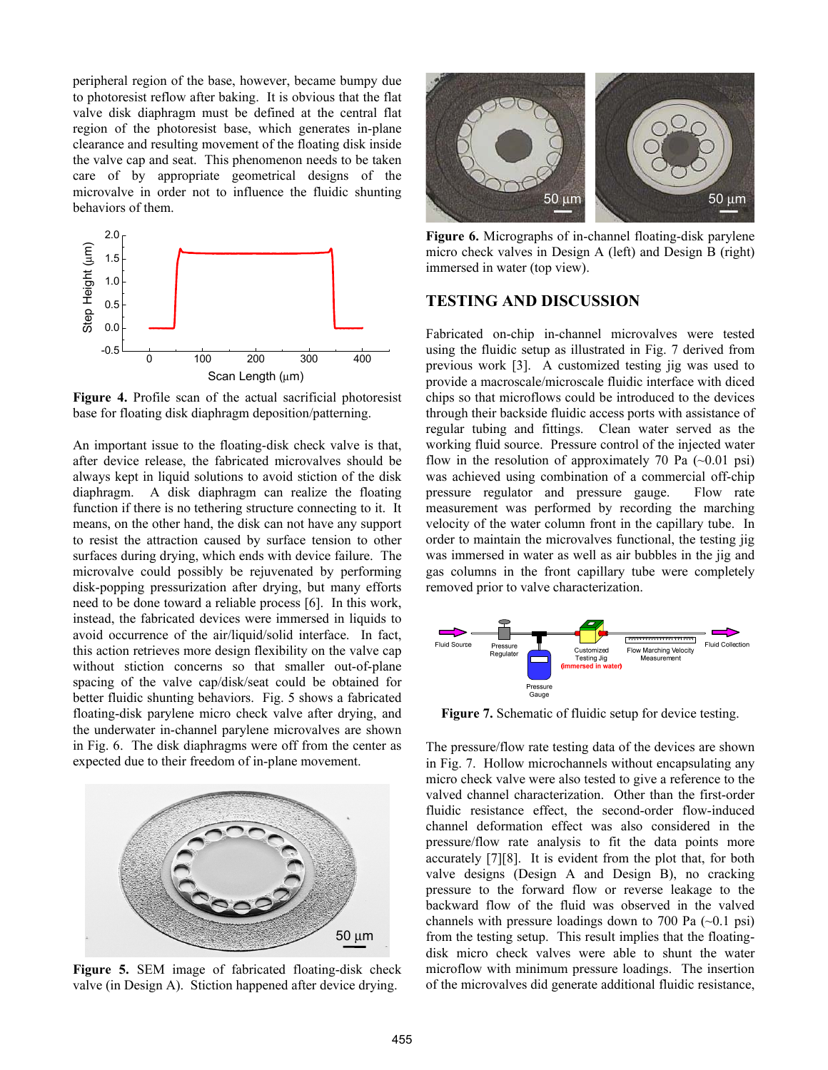peripheral region of the base, however, became bumpy due to photoresist reflow after baking. It is obvious that the flat valve disk diaphragm must be defined at the central flat region of the photoresist base, which generates in-plane clearance and resulting movement of the floating disk inside the valve cap and seat. This phenomenon needs to be taken care of by appropriate geometrical designs of the microvalve in order not to influence the fluidic shunting behaviors of them.

**Figure 4.** Profile scan of the actual sacrificial photoresist base for floating disk diaphragm deposition/patterning.

An important issue to the floating-disk check valve is that, after device release, the fabricated microvalves should be always kept in liquid solutions to avoid stiction of the disk diaphragm. A disk diaphragm can realize the floating function if there is no tethering structure connecting to it. It means, on the other hand, the disk can not have any support to resist the attraction caused by surface tension to other surfaces during drying, which ends with device failure. The microvalve could possibly be rejuvenated by performing disk-popping pressurization after drying, but many efforts need to be done toward a reliable process [6]. In this work, instead, the fabricated devices were immersed in liquids to avoid occurrence of the air/liquid/solid interface. In fact, this action retrieves more design flexibility on the valve cap without stiction concerns so that smaller out-of-plane spacing of the valve cap/disk/seat could be obtained for better fluidic shunting behaviors. Fig. 5 shows a fabricated floating-disk parylene micro check valve after drying, and the underwater in-channel parylene microvalves are shown in Fig. 6. The disk diaphragms were off from the center as expected due to their freedom of in-plane movement.

**Figure 5.** SEM image of fabricated floating-disk check valve (in Design A). Stiction happened after device drying.

**Figure 6.** Micrographs of in-channel floating-disk parylene micro check valves in Design A (left) and Design B (right) immersed in water (top view).

## TESTING AND DISCUSSION

Fabricated on-chip in-channel microvalves were tested using the fluidic setup as illustrated in Fig. 7 derived from previous work [3]. A customized testing jig was used to provide a macroscale/microscale fluidic interface with diced chips so that microflows could be introduced to the devices through their backside fluidic access ports with assistance of regular tubing and fittings. Clean water served as the working fluid source. Pressure control of the injected water flow in the resolution of approximately 70 Pa (~0.01 psi) was achieved using combination of a commercial off-chip pressure regulator and pressure gauge. Flow rate measurement was performed by recording the marching velocity of the water column front in the capillary tube. In order to maintain the microvalves functional, the testing jig was immersed in water as well as air bubbles in the jig and gas columns in the front capillary tube were completely removed prior to valve characterization.

**Figure 7.** Schematic of fluidic setup for device testing.

The pressure/flow rate testing data of the devices are shown in Fig. 7. Hollow microchannels without encapsulating any micro check valve were also tested to give a reference to the valved channel characterization. Other than the first-order fluidic resistance effect, the second-order flow-induced channel deformation effect was also considered in the pressure/flow rate analysis to fit the data points more accurately [7][8]. It is evident from the plot that, for both valve designs (Design A and Design B), no cracking pressure to the forward flow or reverse leakage to the backward flow of the fluid was observed in the valved channels with pressure loadings down to 700 Pa (~0.1 psi) from the testing setup. This result implies that the floating-disk micro check valves were able to shunt the water microflow with minimum pressure loadings. The insertion of the microvalves did generate additional fluidic resistance,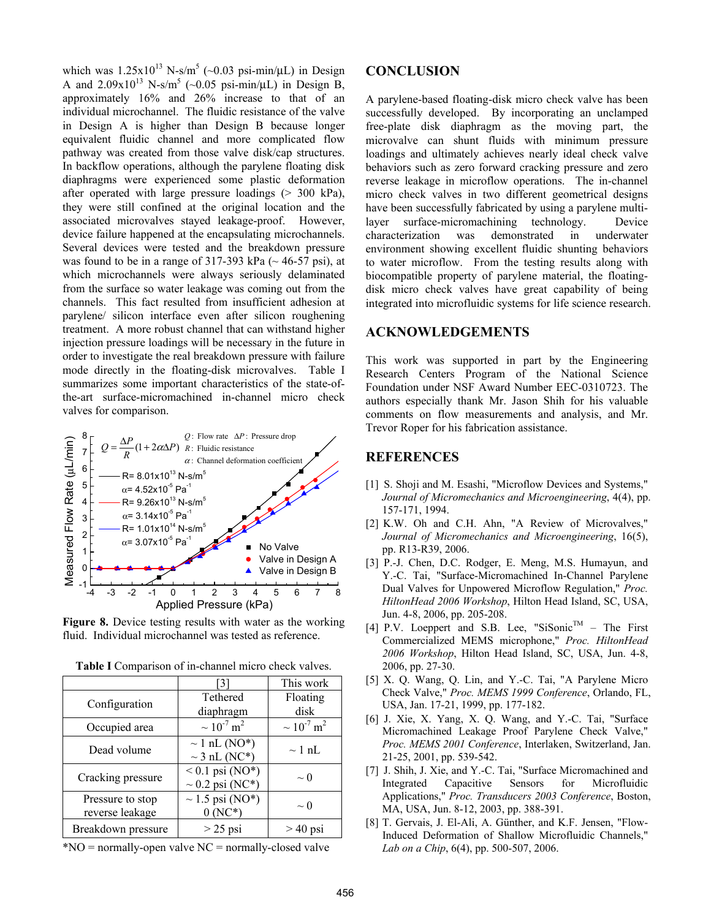which was $1.25 \times 10^{13}$ N-s/m$^5$ (~0.03 psi-min/μL) in Design A and $2.09 \times 10^{13}$ N-s/m$^5$ (~0.05 psi-min/μL) in Design B, approximately 16% and 26% increase to that of an individual microchannel. The fluidic resistance of the valve in Design A is higher than Design B because longer equivalent fluidic channel and more complicated flow pathway was created from those valve disk/cap structures. In backflow operations, although the parylene floating disk diaphragms were experienced some plastic deformation after operated with large pressure loadings (> 300 kPa), they were still confined at the original location and the associated microvalves stayed leakage-proof. However, device failure happened at the encapsulating microchannels. Several devices were tested and the breakdown pressure was found to be in a range of 317-393 kPa (~ 46-57 psi), at which microchannels were always seriously delaminated from the surface so water leakage was coming out from the channels. This fact resulted from insufficient adhesion at parylene/ silicon interface even after silicon roughening treatment. A more robust channel that can withstand higher injection pressure loadings will be necessary in the future in order to investigate the real breakdown pressure with failure mode directly in the floating-disk microvalves. Table I summarizes some important characteristics of the state-of-the-art surface-micromachined in-channel micro check valves for comparison.

$$Q = \frac{\Delta P}{R}(1 + 2\alpha\Delta P)$$

$Q$: Flow rate $\Delta P$: Pressure drop
$R$: Fluidic resistance
$\alpha$: Channel deformation coefficient

R= $8.01 \times 10^{13}$ N-s/m$^5$
α= $4.52 \times 10^{-5}$ Pa$^{-1}$
R= $9.26 \times 10^{13}$ N-s/m$^5$
α= $3.14 \times 10^{-5}$ Pa$^{-1}$
R= $1.01 \times 10^{14}$ N-s/m$^5$
α= $3.07 \times 10^{-5}$ Pa$^{-1}$

No Valve
Valve in Design A
Valve in Design B

Measured Flow Rate (μL/min)
Applied Pressure (kPa)

**Figure 8.** Device testing results with water as the working fluid. Individual microchannel was tested as reference.

**Table I** Comparison of in-channel micro check valves.

| | [3] | This work |
|---|---|---|
| Configuration | Tethered diaphragm | Floating disk |
| Occupied area | ~ $10^{-7}$ m$^2$ | ~ $10^{-7}$ m$^2$ |
| Dead volume | ~ 1 nL (NO*) ~ 3 nL (NC*) | ~ 1 nL |
| Cracking pressure | < 0.1 psi (NO*) ~ 0.2 psi (NC*) | ~ 0 |
| Pressure to stop reverse leakage | ~ 1.5 psi (NO*) 0 (NC*) | ~ 0 |
| Breakdown pressure | > 25 psi | > 40 psi |

*NO = normally-open valve NC = normally-closed valve

## CONCLUSION

A parylene-based floating-disk micro check valve has been successfully developed. By incorporating an unclamped free-plate disk diaphragm as the moving part, the microvalve can shunt fluids with minimum pressure loadings and ultimately achieves nearly ideal check valve behaviors such as zero forward cracking pressure and zero reverse leakage in microflow operations. The in-channel micro check valves in two different geometrical designs have been successfully fabricated by using a parylene multi-layer surface-micromachining technology. Device characterization was demonstrated in underwater environment showing excellent fluidic shunting behaviors to water microflow. From the testing results along with biocompatible property of parylene material, the floating-disk micro check valves have great capability of being integrated into microfluidic systems for life science research.

## ACKNOWLEDGEMENTS

This work was supported in part by the Engineering Research Centers Program of the National Science Foundation under NSF Award Number EEC-0310723. The authors especially thank Mr. Jason Shih for his valuable comments on flow measurements and analysis, and Mr. Trevor Roper for his fabrication assistance.

## REFERENCES

[1] S. Shoji and M. Esashi, "Microflow Devices and Systems," *Journal of Micromechanics and Microengineering*, 4(4), pp. 157-171, 1994.

[2] K.W. Oh and C.H. Ahn, "A Review of Microvalves," *Journal of Micromechanics and Microengineering*, 16(5), pp. R13-R39, 2006.

[3] P.-J. Chen, D.C. Rodger, E. Meng, M.S. Humayun, and Y.-C. Tai, "Surface-Micromachined In-Channel Parylene Dual Valves for Unpowered Microflow Regulation," *Proc. HiltonHead 2006 Workshop*, Hilton Head Island, SC, USA, Jun. 4-8, 2006, pp. 205-208.

[4] P.V. Loeppert and S.B. Lee, "SiSonic™ – The First Commercialized MEMS microphone," *Proc. HiltonHead 2006 Workshop*, Hilton Head Island, SC, USA, Jun. 4-8, 2006, pp. 27-30.

[5] X. Q. Wang, Q. Lin, and Y.-C. Tai, "A Parylene Micro Check Valve," *Proc. MEMS 1999 Conference*, Orlando, FL, USA, Jan. 17-21, 1999, pp. 177-182.

[6] J. Xie, X. Yang, X. Q. Wang, and Y.-C. Tai, "Surface Micromachined Leakage Proof Parylene Check Valve," *Proc. MEMS 2001 Conference*, Interlaken, Switzerland, Jan. 21-25, 2001, pp. 539-542.

[7] J. Shih, J. Xie, and Y.-C. Tai, "Surface Micromachined and Integrated Capacitive Sensors for Microfluidic Applications," *Proc. Transducers 2003 Conference*, Boston, MA, USA, Jun. 8-12, 2003, pp. 388-391.

[8] T. Gervais, J. El-Ali, A. Günther, and K.F. Jensen, "Flow-Induced Deformation of Shallow Microfluidic Channels," *Lab on a Chip*, 6(4), pp. 500-507, 2006.